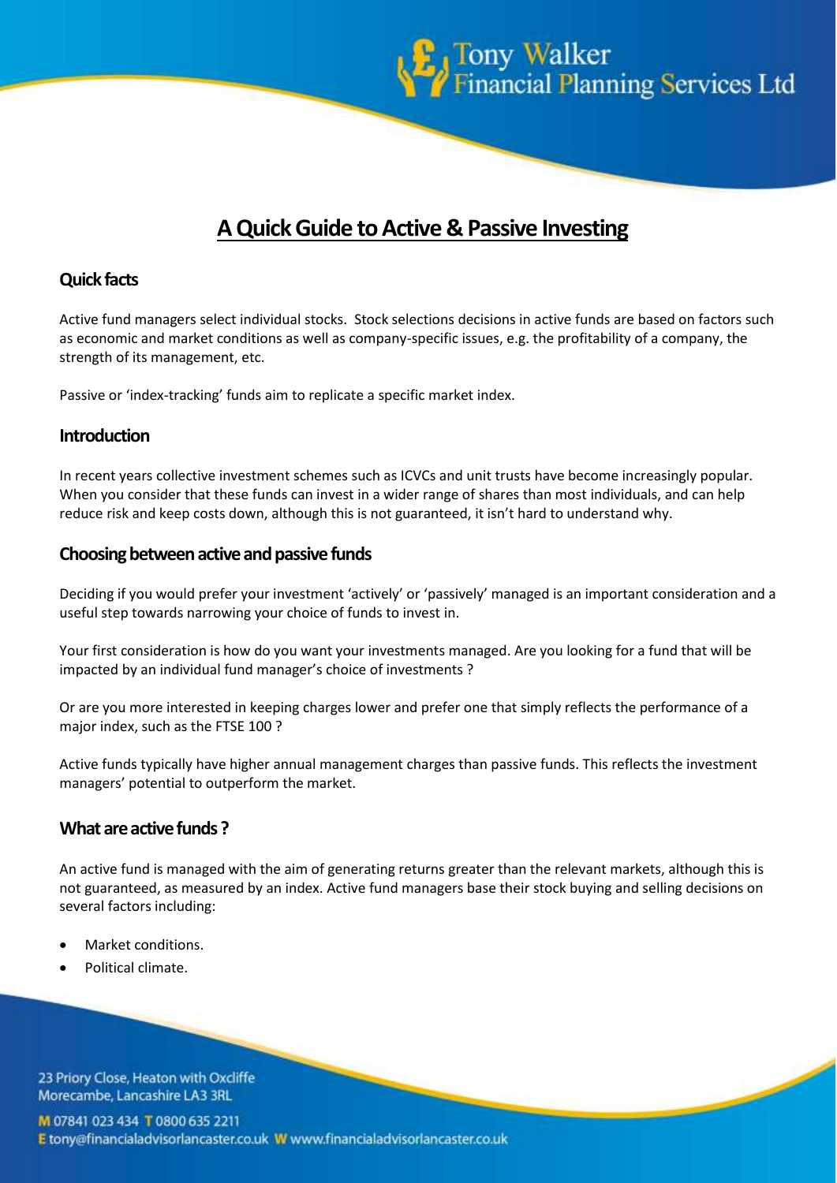# A Quick Guide to Active & Passive Investing

## Quick facts

Active fund managers select individual stocks. Stock selections decisions in active funds are based on factors such as economic and market conditions as well as company-specific issues, e.g. the profitability of a company, the strength of its management, etc.

Passive or 'index-tracking' funds aim to replicate a specific market index.

## Introduction

In recent years collective investment schemes such as ICVCs and unit trusts have become increasingly popular. When you consider that these funds can invest in a wider range of shares than most individuals, and can help reduce risk and keep costs down, although this is not guaranteed, it isn't hard to understand why.

## Choosing between active and passive funds

Deciding if you would prefer your investment 'actively' or 'passively' managed is an important consideration and a useful step towards narrowing your choice of funds to invest in.

Your first consideration is how do you want your investments managed. Are you looking for a fund that will be impacted by an individual fund manager's choice of investments ?

Or are you more interested in keeping charges lower and prefer one that simply reflects the performance of a major index, such as the FTSE 100 ?

Active funds typically have higher annual management charges than passive funds. This reflects the investment managers' potential to outperform the market.

## What are active funds ?

An active fund is managed with the aim of generating returns greater than the relevant markets, although this is not guaranteed, as measured by an index. Active fund managers base their stock buying and selling decisions on several factors including:

- Market conditions.
- Political climate.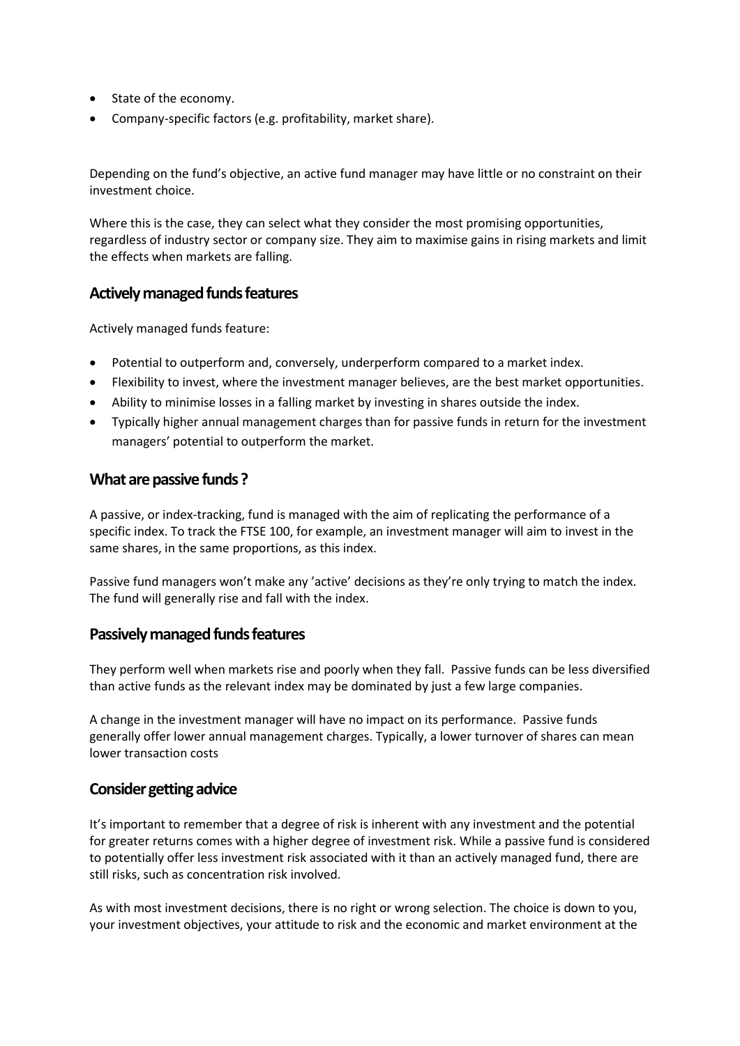- State of the economy.
- Company-specific factors (e.g. profitability, market share).

Depending on the fund's objective, an active fund manager may have little or no constraint on their investment choice.

Where this is the case, they can select what they consider the most promising opportunities, regardless of industry sector or company size. They aim to maximise gains in rising markets and limit the effects when markets are falling.

## Actively managed funds features

Actively managed funds feature:

- Potential to outperform and, conversely, underperform compared to a market index.
- Flexibility to invest, where the investment manager believes, are the best market opportunities.
- Ability to minimise losses in a falling market by investing in shares outside the index.
- Typically higher annual management charges than for passive funds in return for the investment managers' potential to outperform the market.

## What are passive funds ?

A passive, or index-tracking, fund is managed with the aim of replicating the performance of a specific index. To track the FTSE 100, for example, an investment manager will aim to invest in the same shares, in the same proportions, as this index.

Passive fund managers won't make any 'active' decisions as they're only trying to match the index. The fund will generally rise and fall with the index.

## Passively managed funds features

They perform well when markets rise and poorly when they fall. Passive funds can be less diversified than active funds as the relevant index may be dominated by just a few large companies.

A change in the investment manager will have no impact on its performance. Passive funds generally offer lower annual management charges. Typically, a lower turnover of shares can mean lower transaction costs

## Consider getting advice

It's important to remember that a degree of risk is inherent with any investment and the potential for greater returns comes with a higher degree of investment risk. While a passive fund is considered to potentially offer less investment risk associated with it than an actively managed fund, there are still risks, such as concentration risk involved.

As with most investment decisions, there is no right or wrong selection. The choice is down to you, your investment objectives, your attitude to risk and the economic and market environment at the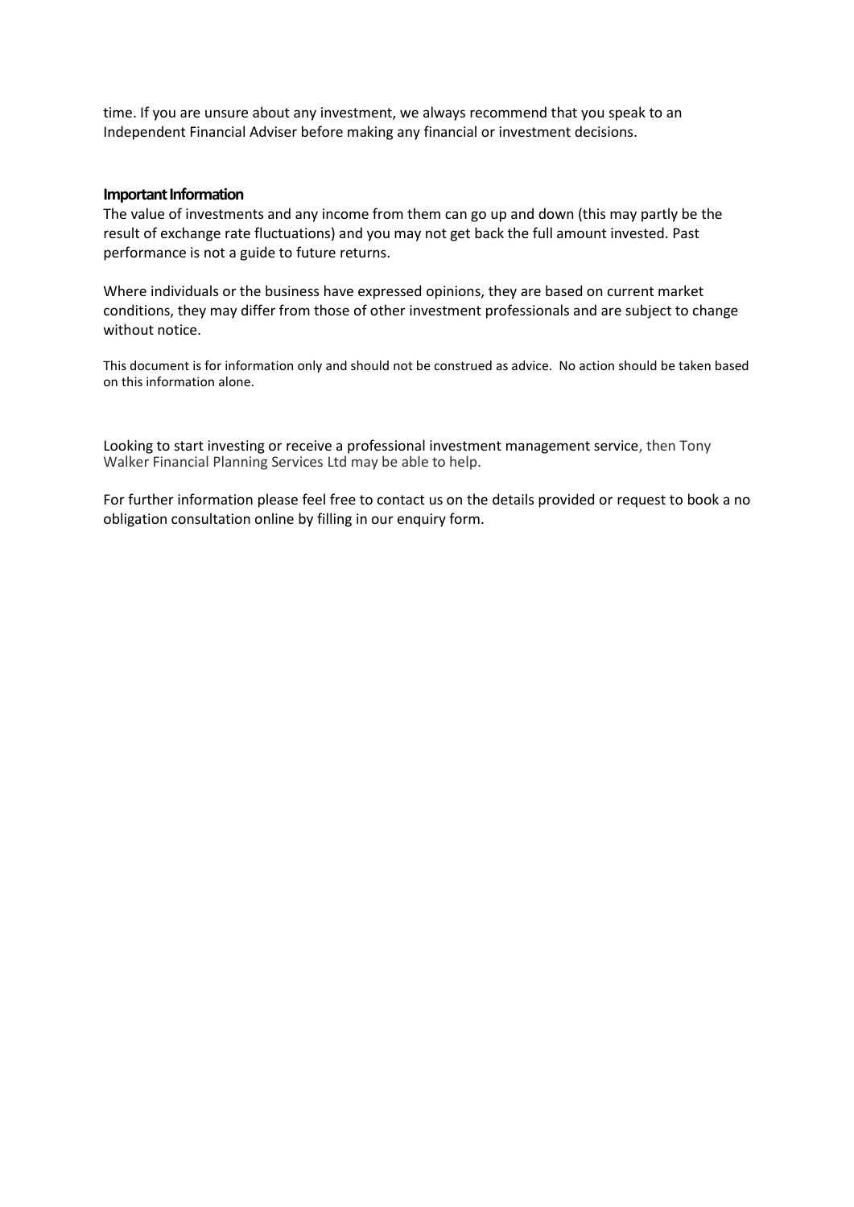time. If you are unsure about any investment, we always recommend that you speak to an Independent Financial Adviser before making any financial or investment decisions.

**Important Information**

The value of investments and any income from them can go up and down (this may partly be the result of exchange rate fluctuations) and you may not get back the full amount invested. Past performance is not a guide to future returns.

Where individuals or the business have expressed opinions, they are based on current market conditions, they may differ from those of other investment professionals and are subject to change without notice.

This document is for information only and should not be construed as advice. No action should be taken based on this information alone.

Looking to start investing or receive a professional investment management service, then Tony Walker Financial Planning Services Ltd may be able to help.

For further information please feel free to contact us on the details provided or request to book a no obligation consultation online by filling in our enquiry form.